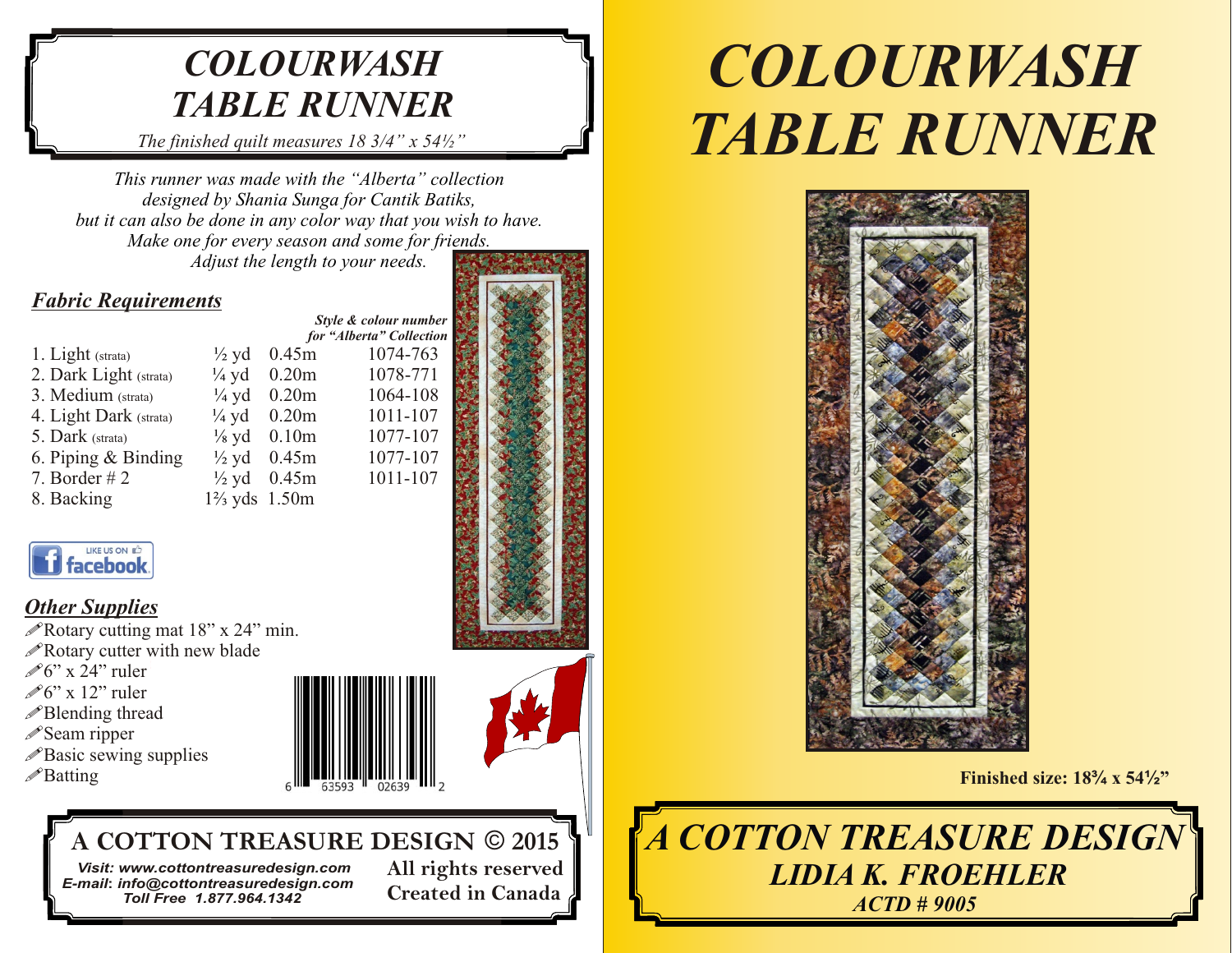# COLOURWASH TABLE RUNNER

*The finished quilt measures 18 3/4" x 54½"*

*This runner was made with the "Alberta" collection designed by Shania Sunga for Cantik Batiks, but it can also be done in any color way that you wish to have. Make one for every season and some for friends. Adjust the length to your needs.*

## *Fabric Requirements*

| | | | Style & colour number for "Alberta" Collection |
|---|---|---|---|
| 1. Light (strata) | ½ yd | 0.45m | 1074-763 |
| 2. Dark Light (strata) | ¼ yd | 0.20m | 1078-771 |
| 3. Medium (strata) | ¼ yd | 0.20m | 1064-108 |
| 4. Light Dark (strata) | ¼ yd | 0.20m | 1011-107 |
| 5. Dark (strata) | ⅛ yd | 0.10m | 1077-107 |
| 6. Piping & Binding | ½ yd | 0.45m | 1077-107 |
| 7. Border # 2 | ½ yd | 0.45m | 1011-107 |
| 8. Backing | 1⅔ yds | 1.50m | |

LIKE US ON facebook

## *Other Supplies*

- Rotary cutting mat 18" x 24" min.
- Rotary cutter with new blade
- 6" x 24" ruler
- 6" x 12" ruler
- Blending thread
- Seam ripper
- Basic sewing supplies
- Batting

6 63593 02639 2

**A COTTON TREASURE DESIGN © 2015**

*Visit: www.cottontreasuredesign.com*
*E-mail: info@cottontreasuredesign.com*
*Toll Free 1.877.964.1342*

**All rights reserved**
**Created in Canada**

# COLOURWASH TABLE RUNNER

**Finished size: 18¾ x 54½"**

**A COTTON TREASURE DESIGN**
**LIDIA K. FROEHLER**
**ACTD # 9005**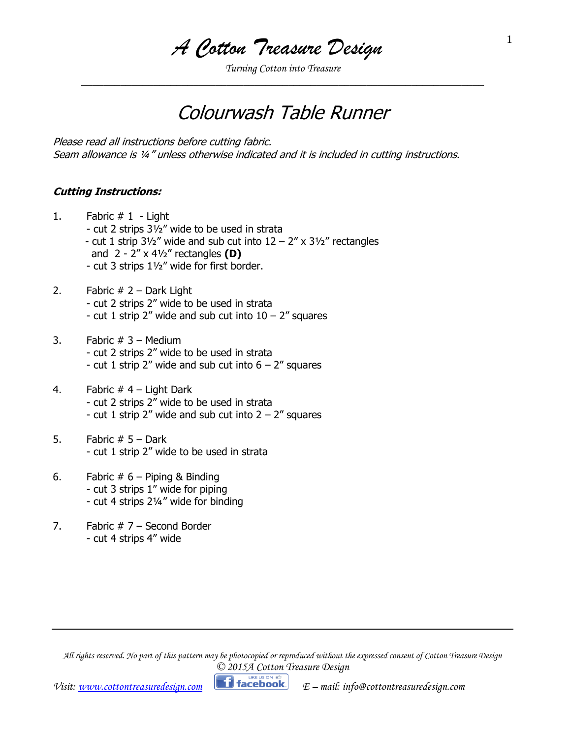# A Cotton Treasure Design

*Turning Cotton into Treasure*

## *Colourwash Table Runner*

*Please read all instructions before cutting fabric.*
*Seam allowance is ¼" unless otherwise indicated and it is included in cutting instructions.*

***Cutting Instructions:***

1. Fabric # 1 - Light
   - cut 2 strips 3½" wide to be used in strata
   - cut 1 strip 3½" wide and sub cut into 12 – 2" x 3½" rectangles and 2 - 2" x 4½" rectangles **(D)**
   - cut 3 strips 1½" wide for first border.

2. Fabric # 2 – Dark Light
   - cut 2 strips 2" wide to be used in strata
   - cut 1 strip 2" wide and sub cut into 10 – 2" squares

3. Fabric # 3 – Medium
   - cut 2 strips 2" wide to be used in strata
   - cut 1 strip 2" wide and sub cut into 6 – 2" squares

4. Fabric # 4 – Light Dark
   - cut 2 strips 2" wide to be used in strata
   - cut 1 strip 2" wide and sub cut into 2 – 2" squares

5. Fabric # 5 – Dark
   - cut 1 strip 2" wide to be used in strata

6. Fabric # 6 – Piping & Binding
   - cut 3 strips 1" wide for piping
   - cut 4 strips 2¼" wide for binding

7. Fabric # 7 – Second Border
   - cut 4 strips 4" wide

*All rights reserved. No part of this pattern may be photocopied or reproduced without the expressed consent of Cotton Treasure Design*
*© 2015A Cotton Treasure Design*

*Visit: www.cottontreasuredesign.com* *E – mail: info@cottontreasuredesign.com*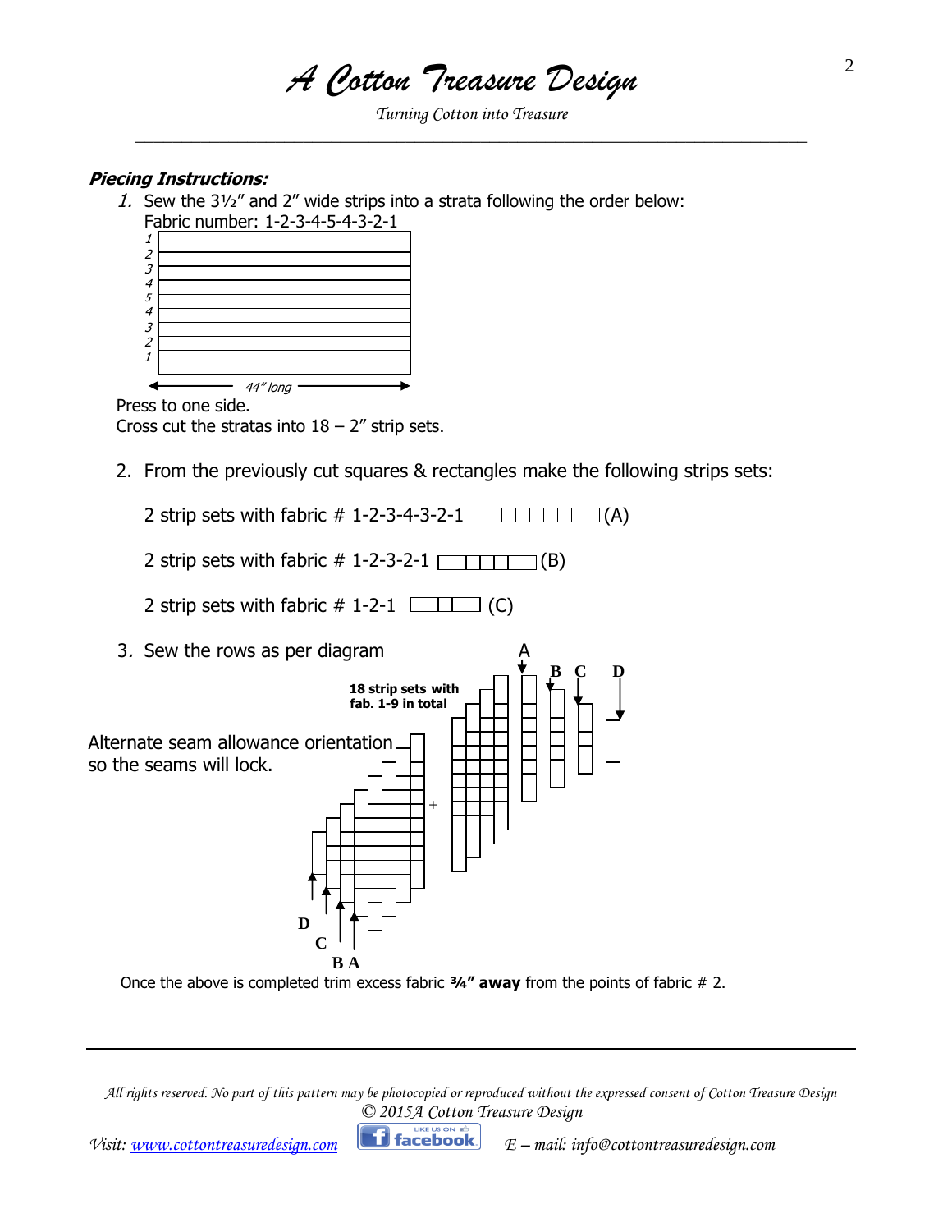**Piecing Instructions:**

1. Sew the 3½" and 2" wide strips into a strata following the order below:
   Fabric number: 1-2-3-4-5-4-3-2-1

   1
   2
   3
   4
   5
   4
   3
   2
   1

   44" long

   Press to one side.
   Cross cut the stratas into 18 – 2" strip sets.

2. From the previously cut squares & rectangles make the following strips sets:

   2 strip sets with fabric # 1-2-3-4-3-2-1 (A)

   2 strip sets with fabric # 1-2-3-2-1 (B)

   2 strip sets with fabric # 1-2-1 (C)

3. Sew the rows as per diagram

   A B C D

   **18 strip sets with fab. 1-9 in total**

   Alternate seam allowance orientation so the seams will lock.

   +

   D C B A

Once the above is completed trim excess fabric **¾" away** from the points of fabric # 2.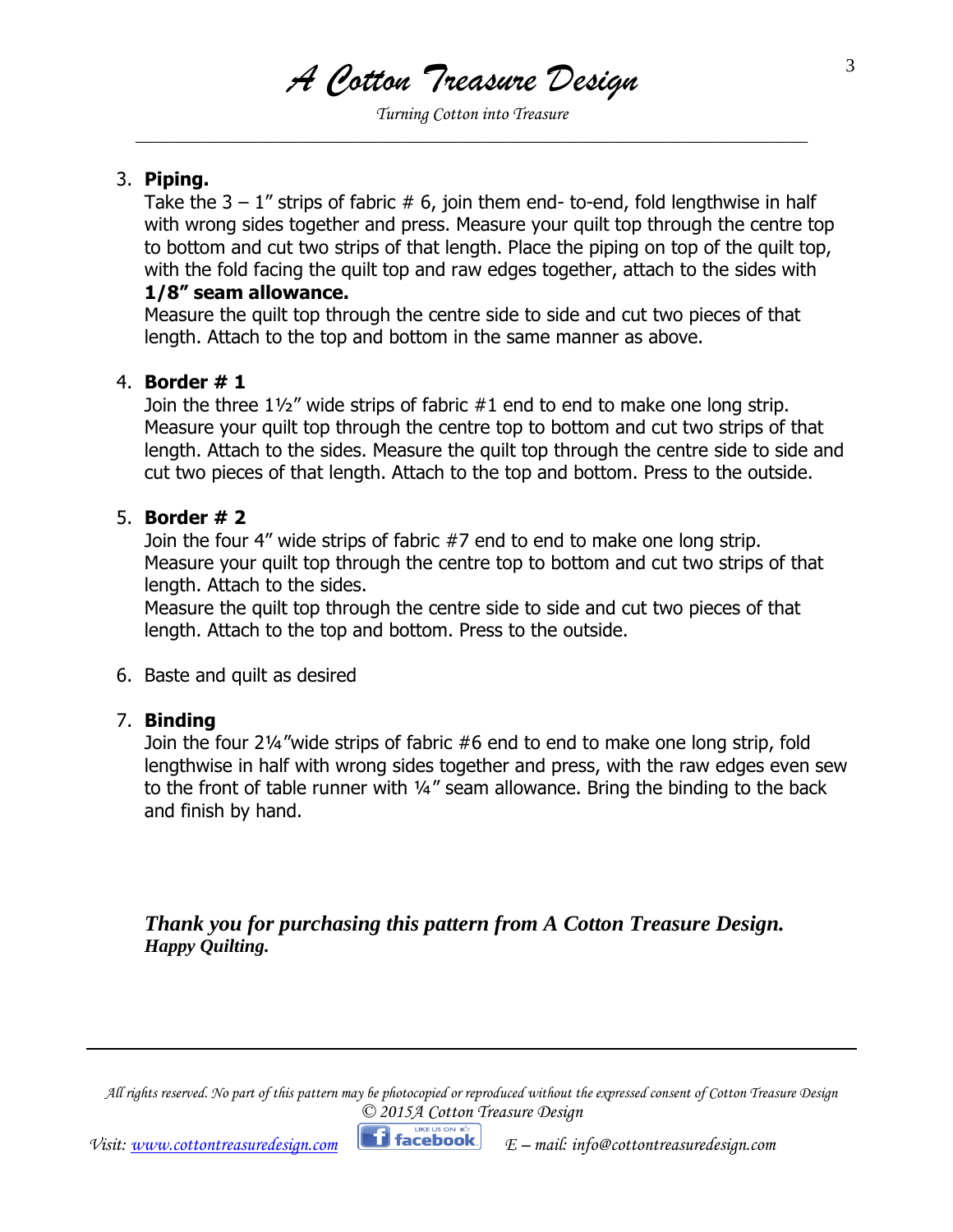3. **Piping.**
   Take the 3 – 1" strips of fabric # 6, join them end- to-end, fold lengthwise in half with wrong sides together and press. Measure your quilt top through the centre top to bottom and cut two strips of that length. Place the piping on top of the quilt top, with the fold facing the quilt top and raw edges together, attach to the sides with **1/8" seam allowance.**
   Measure the quilt top through the centre side to side and cut two pieces of that length. Attach to the top and bottom in the same manner as above.

4. **Border # 1**
   Join the three 1½" wide strips of fabric #1 end to end to make one long strip. Measure your quilt top through the centre top to bottom and cut two strips of that length. Attach to the sides. Measure the quilt top through the centre side to side and cut two pieces of that length. Attach to the top and bottom. Press to the outside.

5. **Border # 2**
   Join the four 4" wide strips of fabric #7 end to end to make one long strip. Measure your quilt top through the centre top to bottom and cut two strips of that length. Attach to the sides.
   Measure the quilt top through the centre side to side and cut two pieces of that length. Attach to the top and bottom. Press to the outside.

6. Baste and quilt as desired

7. **Binding**
   Join the four 2¼"wide strips of fabric #6 end to end to make one long strip, fold lengthwise in half with wrong sides together and press, with the raw edges even sew to the front of table runner with ¼" seam allowance. Bring the binding to the back and finish by hand.

***Thank you for purchasing this pattern from A Cotton Treasure Design.***
***Happy Quilting.***

*All rights reserved. No part of this pattern may be photocopied or reproduced without the expressed consent of Cotton Treasure Design*
*© 2015A Cotton Treasure Design*

*Visit: www.cottontreasuredesign.com* LIKE US ON facebook *E – mail: info@cottontreasuredesign.com*